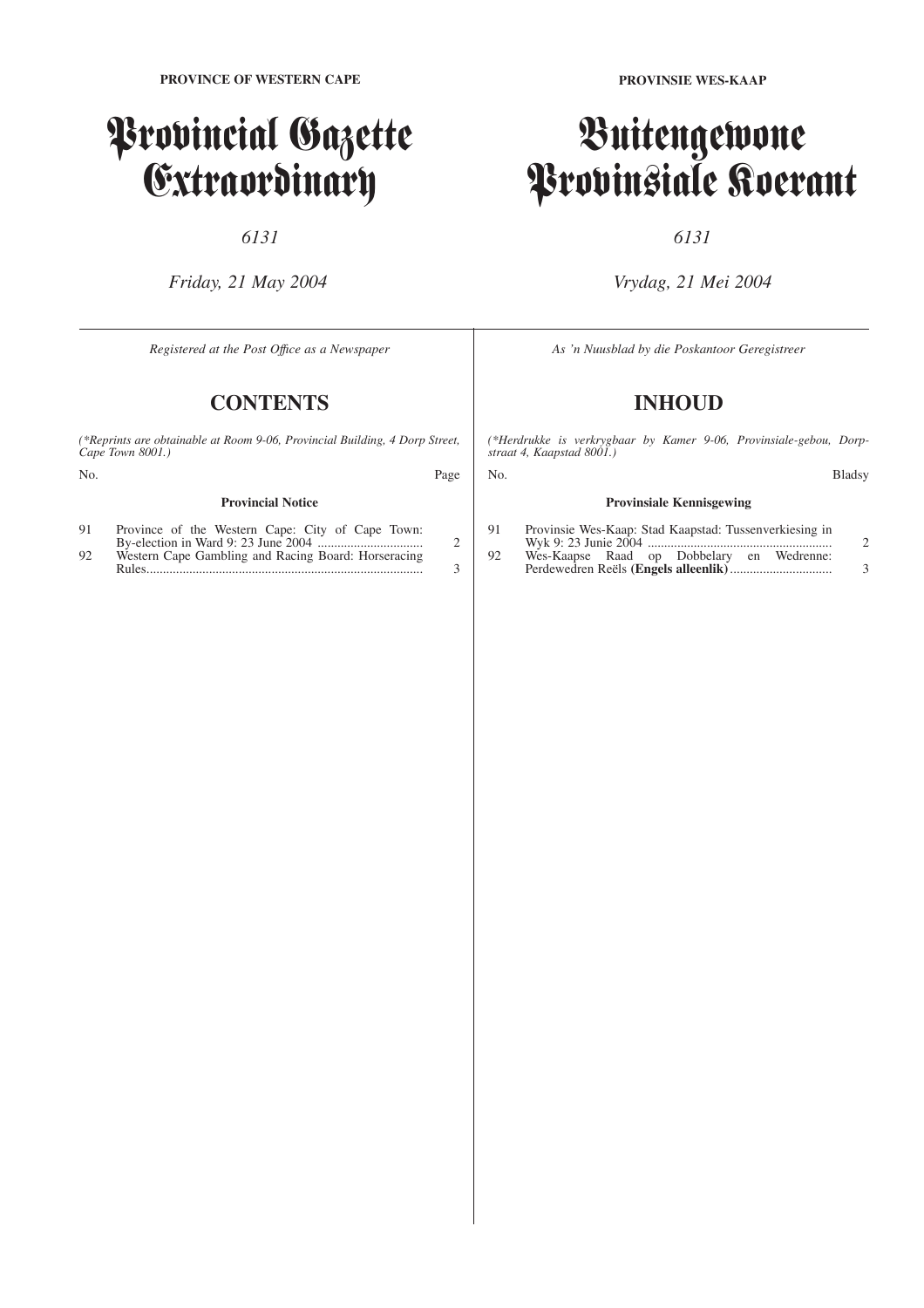**PROVINCE OF WESTERN CAPE**

# Provincial Gazette Extraordinary

*6131*

*Friday, 21 May 2004*

*Registered at the Post Office as a Newspaper*

## CONTENTS

*(\*Reprints are obtainable at Room 9-06, Provincial Building, 4 Dorp Street, Cape Town 8001.)*

| No. | | Page |
|---|---|---|
| | **Provincial Notice** | |
| 91 | Province of the Western Cape: City of Cape Town: By-election in Ward 9: 23 June 2004 ................................ | 2 |
| 92 | Western Cape Gambling and Racing Board: Horseracing Rules.................................................................................. | 3 |

**PROVINSIE WES-KAAP**

# Buitengewone Provinsiale Koerant

*6131*

*Vrydag, 21 Mei 2004*

*As 'n Nuusblad by die Poskantoor Geregistreer*

## INHOUD

*(\*Herdrukke is verkrygbaar by Kamer 9-06, Provinsiale-gebou, Dorpstraat 4, Kaapstad 8001.)*

| No. | | Bladsy |
|---|---|---|
| | **Provinsiale Kennisgewing** | |
| 91 | Provinsie Wes-Kaap: Stad Kaapstad: Tussenverkiesing in Wyk 9: 23 Junie 2004 ........................................................ | 2 |
| 92 | Wes-Kaapse Raad op Dobbelary en Wedrenne: Perdewedren Reëls **(Engels alleenlik)**............................... | 3 |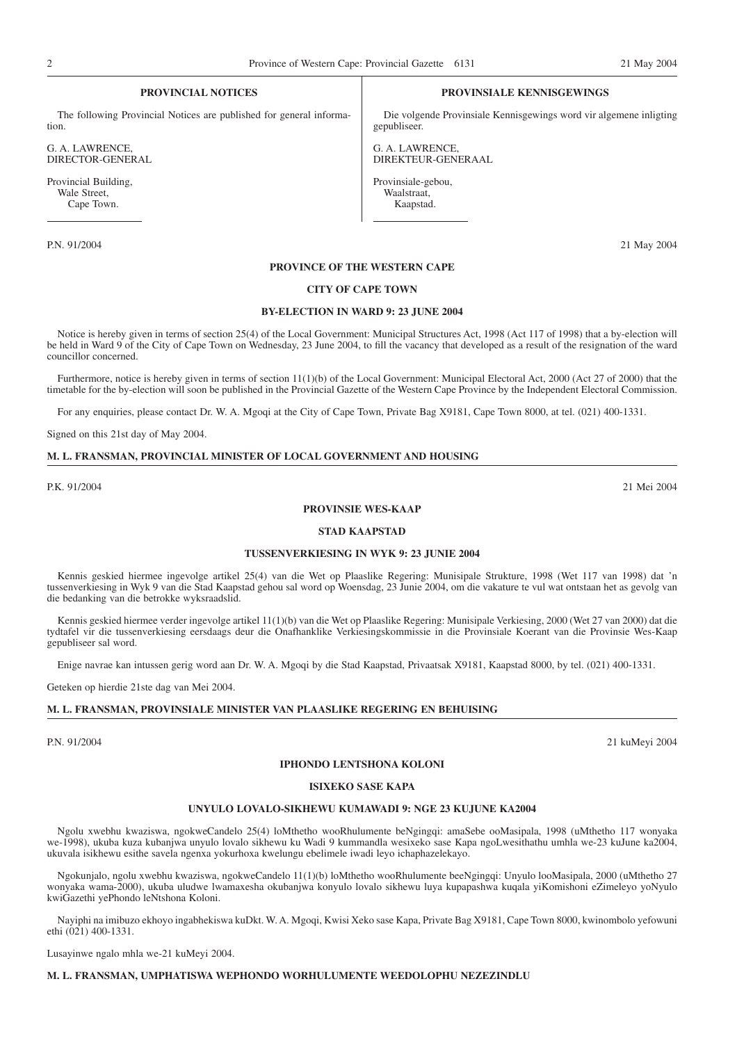## PROVINCIAL NOTICES

The following Provincial Notices are published for general information.

G. A. LAWRENCE,
DIRECTOR-GENERAL

Provincial Building,
Wale Street,
Cape Town.

## PROVINSIALE KENNISGEWINGS

Die volgende Provinsiale Kennisgewings word vir algemene inligting gepubliseer.

G. A. LAWRENCE,
DIREKTEUR-GENERAAL

Provinsiale-gebou,
Waalstraat,
Kaapstad.

---

P.N. 91/2004 21 May 2004

**PROVINCE OF THE WESTERN CAPE**

**CITY OF CAPE TOWN**

**BY-ELECTION IN WARD 9: 23 JUNE 2004**

Notice is hereby given in terms of section 25(4) of the Local Government: Municipal Structures Act, 1998 (Act 117 of 1998) that a by-election will be held in Ward 9 of the City of Cape Town on Wednesday, 23 June 2004, to fill the vacancy that developed as a result of the resignation of the ward councillor concerned.

Furthermore, notice is hereby given in terms of section 11(1)(b) of the Local Government: Municipal Electoral Act, 2000 (Act 27 of 2000) that the timetable for the by-election will soon be published in the Provincial Gazette of the Western Cape Province by the Independent Electoral Commission.

For any enquiries, please contact Dr. W. A. Mgoqi at the City of Cape Town, Private Bag X9181, Cape Town 8000, at tel. (021) 400-1331.

Signed on this 21st day of May 2004.

**M. L. FRANSMAN, PROVINCIAL MINISTER OF LOCAL GOVERNMENT AND HOUSING**

---

P.K. 91/2004 21 Mei 2004

**PROVINSIE WES-KAAP**

**STAD KAAPSTAD**

**TUSSENVERKIESING IN WYK 9: 23 JUNIE 2004**

Kennis geskied hiermee ingevolge artikel 25(4) van die Wet op Plaaslike Regering: Munisipale Strukture, 1998 (Wet 117 van 1998) dat 'n tussenverkiesing in Wyk 9 van die Stad Kaapstad gehou sal word op Woensdag, 23 Junie 2004, om die vakature te vul wat ontstaan het as gevolg van die bedanking van die betrokke wyksraadslid.

Kennis geskied hiermee verder ingevolge artikel 11(1)(b) van die Wet op Plaaslike Regering: Munisipale Verkiesing, 2000 (Wet 27 van 2000) dat die tydtafel vir die tussenverkiesing eersdaags deur die Onafhanklike Verkiesingskommissie in die Provinsiale Koerant van die Provinsie Wes-Kaap gepubliseer sal word.

Enige navrae kan intussen gerig word aan Dr. W. A. Mgoqi by die Stad Kaapstad, Privaatsak X9181, Kaapstad 8000, by tel. (021) 400-1331.

Geteken op hierdie 21ste dag van Mei 2004.

**M. L. FRANSMAN, PROVINSIALE MINISTER VAN PLAASLIKE REGERING EN BEHUISING**

---

P.N. 91/2004 21 kuMeyi 2004

**IPHONDO LENTSHONA KOLONI**

**ISIXEKO SASE KAPA**

**UNYULO LOVALO-SIKHEWU KUMAWADI 9: NGE 23 KUJUNE KA2004**

Ngolu xwebhu kwaziswa, ngokweCandelo 25(4) loMthetho wooRhulumente beNgingqi: amaSebe ooMasipala, 1998 (uMthetho 117 wonyaka we-1998), ukuba kuza kubanjwa unyulo lovalo sikhewu ku Wadi 9 kummandla wesixeko sase Kapa ngoLwesithathu umhla we-23 kuJune ka2004, ukuvala isikhewu esithe savela ngenxa yokurhoxa kwelungu ebelimele iwadi leyo ichaphazelekayo.

Ngokunjalo, ngolu xwebhu kwaziswa, ngokweCandelo 11(1)(b) loMthetho wooRhulumente beeNgingqi: Unyulo looMasipala, 2000 (uMthetho 27 wonyaka wama-2000), ukuba uludwe lwamaxesha okubanjwa konyulo lovalo sikhewu luya kupapashwa kuqala yiKomishoni eZimeleyo yoNyulo kwiGazethi yePhondo leNtshona Koloni.

Nayiphi na imibuzo ekhoyo ingabhekiswa kuDkt. W. A. Mgoqi, Kwisi Xeko sase Kapa, Private Bag X9181, Cape Town 8000, kwinombolo yefowuni ethi (021) 400-1331.

Lusayinwe ngalo mhla we-21 kuMeyi 2004.

**M. L. FRANSMAN, UMPHATISWA WEPHONDO WORHULUMENTE WEEDOLOPHU NEZEZINDLU**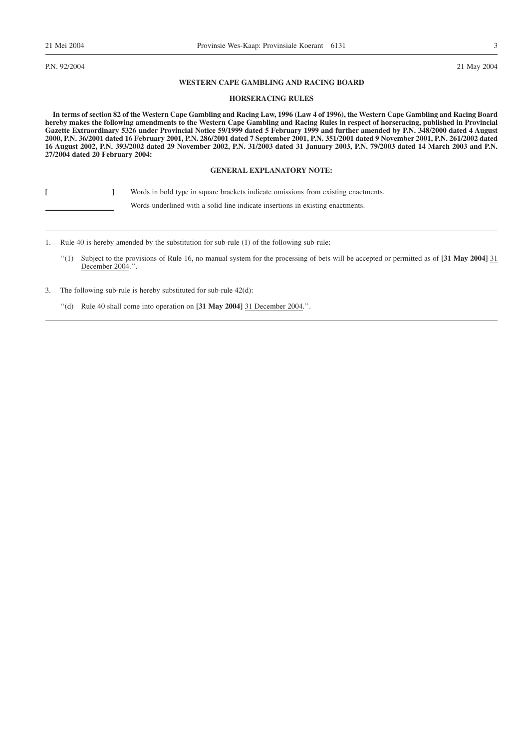P.N. 92/2004

21 May 2004

**WESTERN CAPE GAMBLING AND RACING BOARD**

**HORSERACING RULES**

**In terms of section 82 of the Western Cape Gambling and Racing Law, 1996 (Law 4 of 1996), the Western Cape Gambling and Racing Board hereby makes the following amendments to the Western Cape Gambling and Racing Rules in respect of horseracing, published in Provincial Gazette Extraordinary 5326 under Provincial Notice 59/1999 dated 5 February 1999 and further amended by P.N. 348/2000 dated 4 August 2000, P.N. 36/2001 dated 16 February 2001, P.N. 286/2001 dated 7 September 2001, P.N. 351/2001 dated 9 November 2001, P.N. 261/2002 dated 16 August 2002, P.N. 393/2002 dated 29 November 2002, P.N. 31/2003 dated 31 January 2003, P.N. 79/2003 dated 14 March 2003 and P.N. 27/2004 dated 20 February 2004:**

**GENERAL EXPLANATORY NOTE:**

**[ ]** Words in bold type in square brackets indicate omissions from existing enactments.

\_\_\_\_\_\_\_\_ Words underlined with a solid line indicate insertions in existing enactments.

---

1. Rule 40 is hereby amended by the substitution for sub-rule (1) of the following sub-rule:

   ''(1) Subject to the provisions of Rule 16, no manual system for the processing of bets will be accepted or permitted as of **[31 May 2004]** <u>31 December 2004</u>.''.

3. The following sub-rule is hereby substituted for sub-rule 42(d):

   ''(d) Rule 40 shall come into operation on **[31 May 2004]** <u>31 December 2004</u>.''.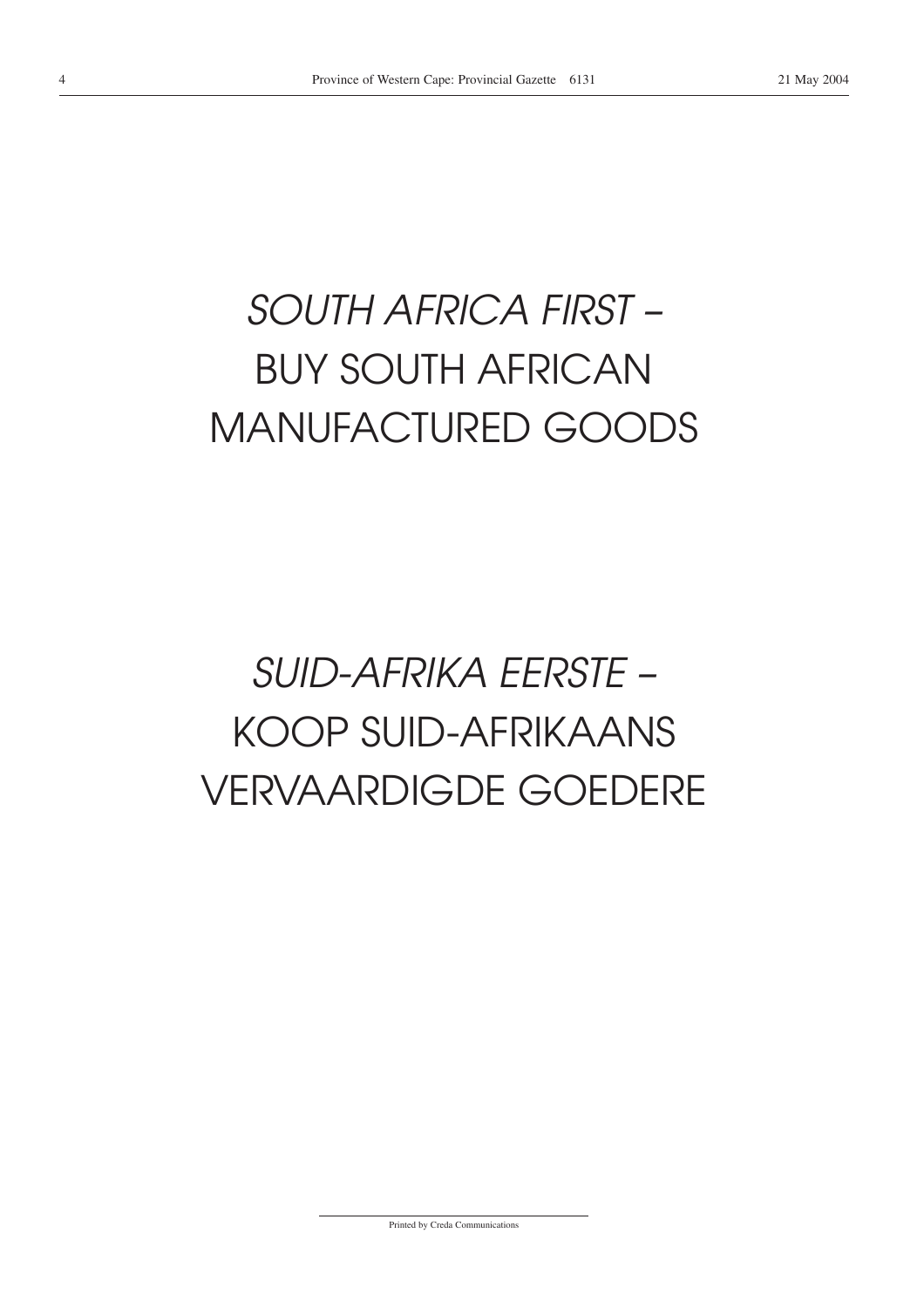*SOUTH AFRICA FIRST –*
BUY SOUTH AFRICAN
MANUFACTURED GOODS

*SUID-AFRIKA EERSTE –*
KOOP SUID-AFRIKAANS
VERVAARDIGDE GOEDERE

Printed by Creda Communications